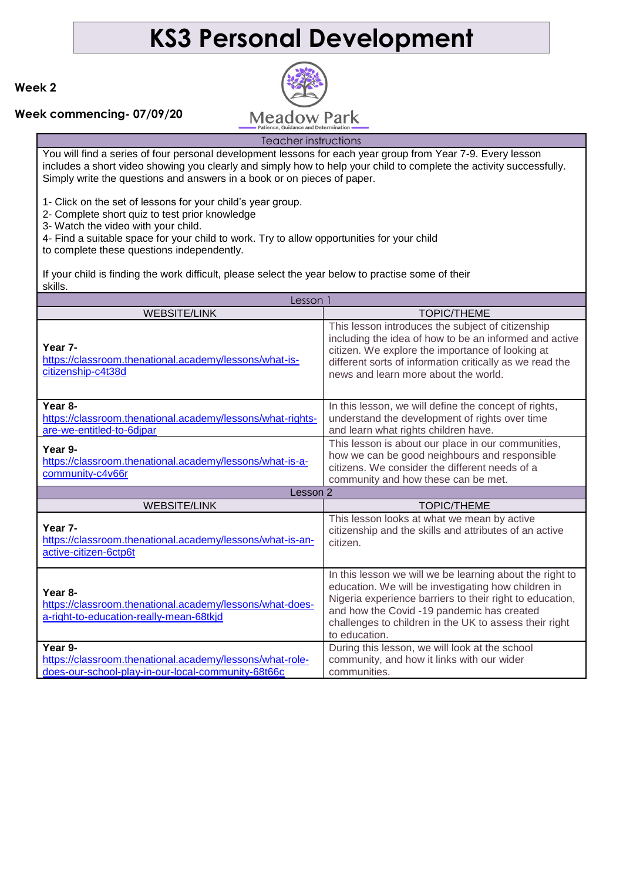# KS3 Personal Development

**Week 2**

**Week commencing- 07/09/20**

Meadow Park
Patience, Guidance and Determination

| Teacher instructions | |
|---|---|
| You will find a series of four personal development lessons for each year group from Year 7-9. Every lesson includes a short video showing you clearly and simply how to help your child to complete the activity successfully. Simply write the questions and answers in a book or on pieces of paper.<br><br>1- Click on the set of lessons for your child's year group.<br>2- Complete short quiz to test prior knowledge<br>3- Watch the video with your child.<br>4- Find a suitable space for your child to work. Try to allow opportunities for your child to complete these questions independently.<br><br>If your child is finding the work difficult, please select the year below to practise some of their skills. | |
| **Lesson 1** | |
| WEBSITE/LINK | TOPIC/THEME |
| **Year 7-** https://classroom.thenational.academy/lessons/what-is-citizenship-c4t38d | This lesson introduces the subject of citizenship including the idea of how to be an informed and active citizen. We explore the importance of looking at different sorts of information critically as we read the news and learn more about the world. |
| **Year 8-** https://classroom.thenational.academy/lessons/what-rights-are-we-entitled-to-6djpar | In this lesson, we will define the concept of rights, understand the development of rights over time and learn what rights children have. |
| **Year 9-** https://classroom.thenational.academy/lessons/what-is-a-community-c4v66r | This lesson is about our place in our communities, how we can be good neighbours and responsible citizens. We consider the different needs of a community and how these can be met. |
| **Lesson 2** | |
| WEBSITE/LINK | TOPIC/THEME |
| **Year 7-** https://classroom.thenational.academy/lessons/what-is-an-active-citizen-6ctp6t | This lesson looks at what we mean by active citizenship and the skills and attributes of an active citizen. |
| **Year 8-** https://classroom.thenational.academy/lessons/what-does-a-right-to-education-really-mean-68tkjd | In this lesson we will we be learning about the right to education. We will be investigating how children in Nigeria experience barriers to their right to education, and how the Covid -19 pandemic has created challenges to children in the UK to assess their right to education. |
| **Year 9-** https://classroom.thenational.academy/lessons/what-role-does-our-school-play-in-our-local-community-68t66c | During this lesson, we will look at the school community, and how it links with our wider communities. |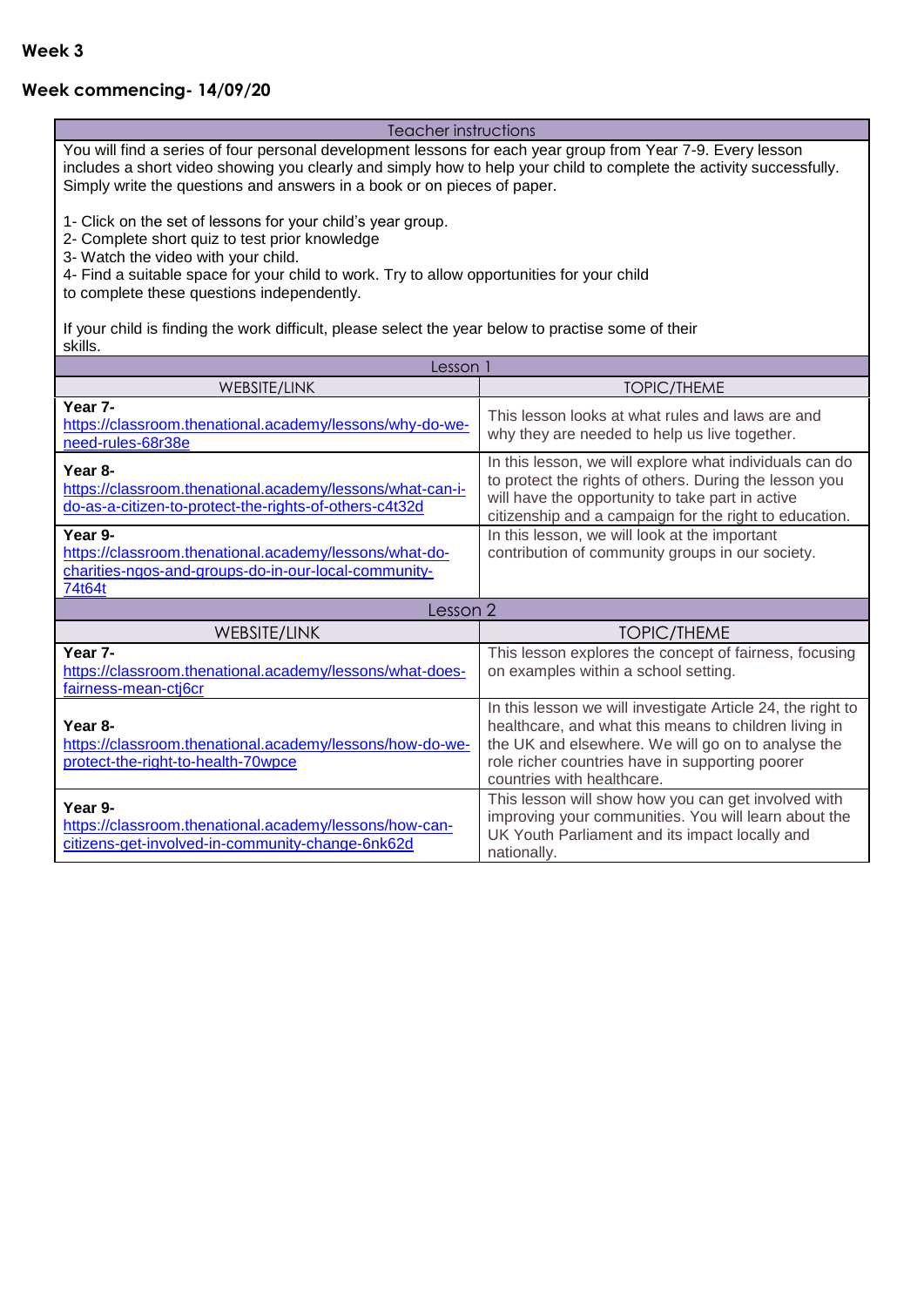**Week 3**

**Week commencing- 14/09/20**

| Teacher instructions | |
|---|---|
| You will find a series of four personal development lessons for each year group from Year 7-9. Every lesson includes a short video showing you clearly and simply how to help your child to complete the activity successfully. Simply write the questions and answers in a book or on pieces of paper.<br><br>1- Click on the set of lessons for your child's year group.<br>2- Complete short quiz to test prior knowledge<br>3- Watch the video with your child.<br>4- Find a suitable space for your child to work. Try to allow opportunities for your child to complete these questions independently.<br><br>If your child is finding the work difficult, please select the year below to practise some of their skills. | |
| Lesson 1 | |
| WEBSITE/LINK | TOPIC/THEME |
| **Year 7-** https://classroom.thenational.academy/lessons/why-do-we-need-rules-68r38e | This lesson looks at what rules and laws are and why they are needed to help us live together. |
| **Year 8-** https://classroom.thenational.academy/lessons/what-can-i-do-as-a-citizen-to-protect-the-rights-of-others-c4t32d | In this lesson, we will explore what individuals can do to protect the rights of others. During the lesson you will have the opportunity to take part in active citizenship and a campaign for the right to education. |
| **Year 9-** https://classroom.thenational.academy/lessons/what-do-charities-ngos-and-groups-do-in-our-local-community-74t64t | In this lesson, we will look at the important contribution of community groups in our society. |
| Lesson 2 | |
| WEBSITE/LINK | TOPIC/THEME |
| **Year 7-** https://classroom.thenational.academy/lessons/what-does-fairness-mean-ctj6cr | This lesson explores the concept of fairness, focusing on examples within a school setting. |
| **Year 8-** https://classroom.thenational.academy/lessons/how-do-we-protect-the-right-to-health-70wpce | In this lesson we will investigate Article 24, the right to healthcare, and what this means to children living in the UK and elsewhere. We will go on to analyse the role richer countries have in supporting poorer countries with healthcare. |
| **Year 9-** https://classroom.thenational.academy/lessons/how-can-citizens-get-involved-in-community-change-6nk62d | This lesson will show how you can get involved with improving your communities. You will learn about the UK Youth Parliament and its impact locally and nationally. |